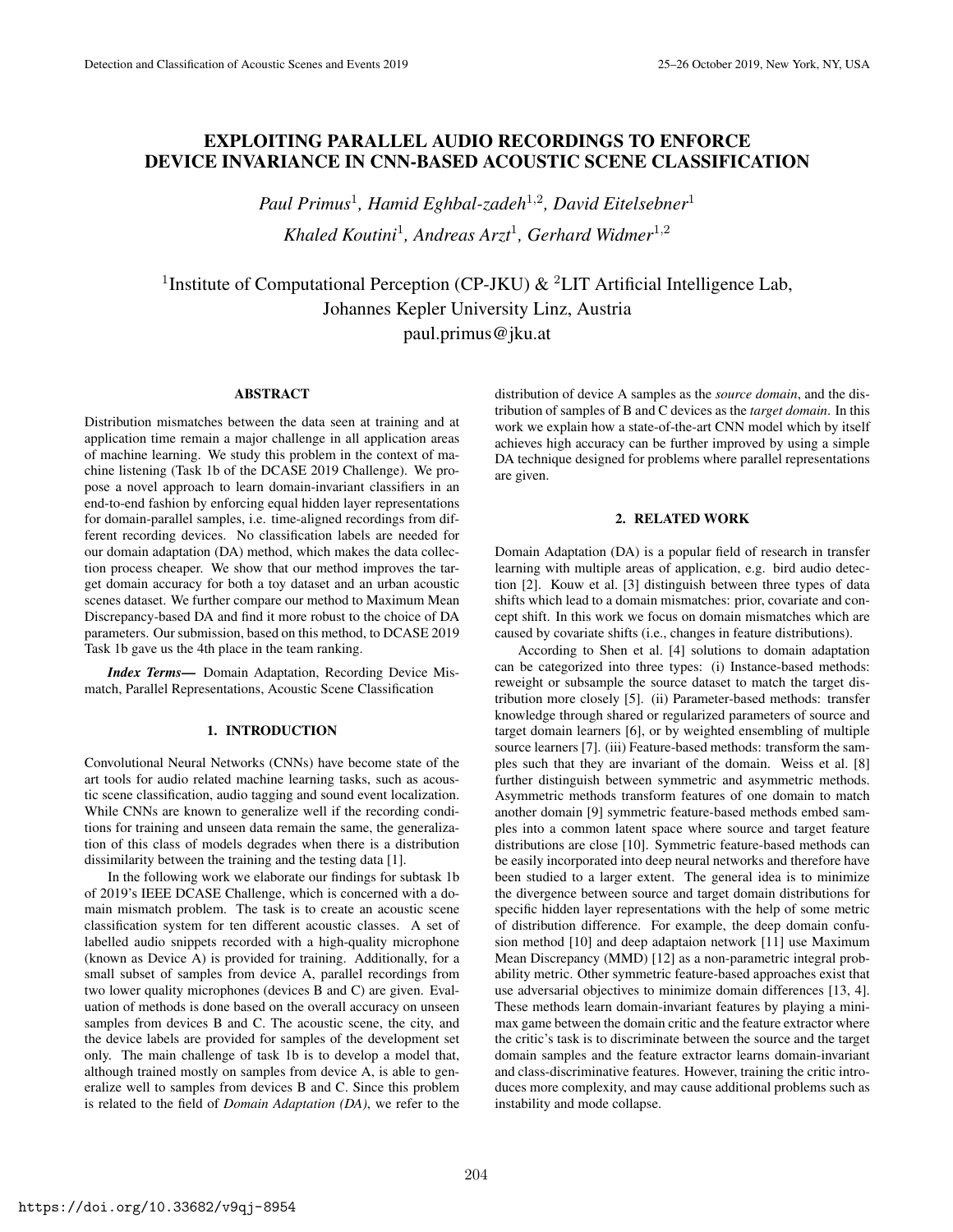# EXPLOITING PARALLEL AUDIO RECORDINGS TO ENFORCE DEVICE INVARIANCE IN CNN-BASED ACOUSTIC SCENE CLASSIFICATION

*Paul Primus*[1], *Hamid Eghbal-zadeh*[1,2], *David Eitelsebner*[1]
*Khaled Koutini*[1], *Andreas Arzt*[1], *Gerhard Widmer*[1,2]

[1]Institute of Computational Perception (CP-JKU) & [2]LIT Artificial Intelligence Lab,
Johannes Kepler University Linz, Austria
paul.primus@jku.at

## ABSTRACT

Distribution mismatches between the data seen at training and at application time remain a major challenge in all application areas of machine learning. We study this problem in the context of machine listening (Task 1b of the DCASE 2019 Challenge). We propose a novel approach to learn domain-invariant classifiers in an end-to-end fashion by enforcing equal hidden layer representations for domain-parallel samples, i.e. time-aligned recordings from different recording devices. No classification labels are needed for our domain adaptation (DA) method, which makes the data collection process cheaper. We show that our method improves the target domain accuracy for both a toy dataset and an urban acoustic scenes dataset. We further compare our method to Maximum Mean Discrepancy-based DA and find it more robust to the choice of DA parameters. Our submission, based on this method, to DCASE 2019 Task 1b gave us the 4th place in the team ranking.

***Index Terms*—** Domain Adaptation, Recording Device Mismatch, Parallel Representations, Acoustic Scene Classification

## 1. INTRODUCTION

Convolutional Neural Networks (CNNs) have become state of the art tools for audio related machine learning tasks, such as acoustic scene classification, audio tagging and sound event localization. While CNNs are known to generalize well if the recording conditions for training and unseen data remain the same, the generalization of this class of models degrades when there is a distribution dissimilarity between the training and the testing data [1].

In the following work we elaborate our findings for subtask 1b of 2019's IEEE DCASE Challenge, which is concerned with a domain mismatch problem. The task is to create an acoustic scene classification system for ten different acoustic classes. A set of labelled audio snippets recorded with a high-quality microphone (known as Device A) is provided for training. Additionally, for a small subset of samples from device A, parallel recordings from two lower quality microphones (devices B and C) are given. Evaluation of methods is done based on the overall accuracy on unseen samples from devices B and C. The acoustic scene, the city, and the device labels are provided for samples of the development set only. The main challenge of task 1b is to develop a model that, although trained mostly on samples from device A, is able to generalize well to samples from devices B and C. Since this problem is related to the field of *Domain Adaptation (DA)*, we refer to the distribution of device A samples as the *source domain*, and the distribution of samples of B and C devices as the *target domain*. In this work we explain how a state-of-the-art CNN model which by itself achieves high accuracy can be further improved by using a simple DA technique designed for problems where parallel representations are given.

## 2. RELATED WORK

Domain Adaptation (DA) is a popular field of research in transfer learning with multiple areas of application, e.g. bird audio detection [2]. Kouw et al. [3] distinguish between three types of data shifts which lead to a domain mismatches: prior, covariate and concept shift. In this work we focus on domain mismatches which are caused by covariate shifts (i.e., changes in feature distributions).

According to Shen et al. [4] solutions to domain adaptation can be categorized into three types: (i) Instance-based methods: reweight or subsample the source dataset to match the target distribution more closely [5]. (ii) Parameter-based methods: transfer knowledge through shared or regularized parameters of source and target domain learners [6], or by weighted ensembling of multiple source learners [7]. (iii) Feature-based methods: transform the samples such that they are invariant of the domain. Weiss et al. [8] further distinguish between symmetric and asymmetric methods. Asymmetric methods transform features of one domain to match another domain [9] symmetric feature-based methods embed samples into a common latent space where source and target feature distributions are close [10]. Symmetric feature-based methods can be easily incorporated into deep neural networks and therefore have been studied to a larger extent. The general idea is to minimize the divergence between source and target domain distributions for specific hidden layer representations with the help of some metric of distribution difference. For example, the deep domain confusion method [10] and deep adaptaion network [11] use Maximum Mean Discrepancy (MMD) [12] as a non-parametric integral probability metric. Other symmetric feature-based approaches exist that use adversarial objectives to minimize domain differences [13, 4]. These methods learn domain-invariant features by playing a minimax game between the domain critic and the feature extractor where the critic's task is to discriminate between the source and the target domain samples and the feature extractor learns domain-invariant and class-discriminative features. However, training the critic introduces more complexity, and may cause additional problems such as instability and mode collapse.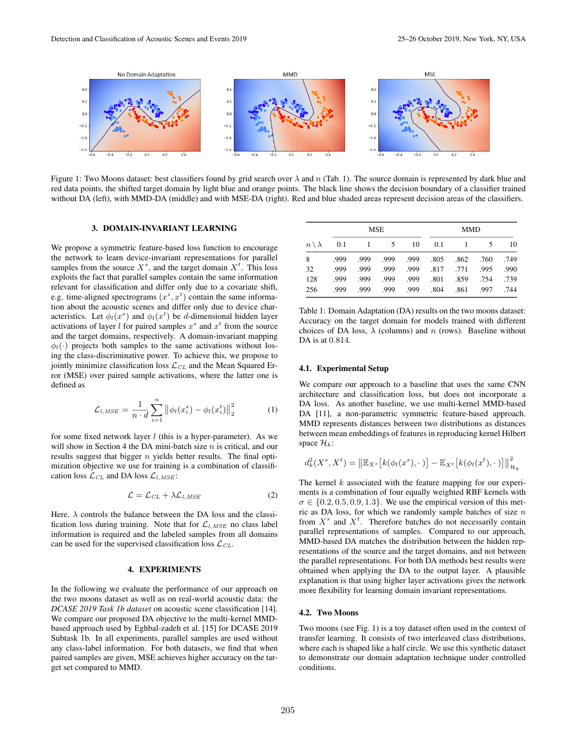Figure 1: Two Moons dataset: best classifiers found by grid search over $\lambda$ and $n$ (Tab. 1). The source domain is represented by dark blue and red data points, the shifted target domain by light blue and orange points. The black line shows the decision boundary of a classifier trained without DA (left), with MMD-DA (middle) and with MSE-DA (right). Red and blue shaded areas represent decision areas of the classifiers.

## 3. DOMAIN-INVARIANT LEARNING

We propose a symmetric feature-based loss function to encourage the network to learn device-invariant representations for parallel samples from the source $X^s$, and the target domain $X^t$. This loss exploits the fact that parallel samples contain the same information relevant for classification and differ only due to a covariate shift, e.g. time-aligned spectrograms $(x^s, x^t)$ contain the same information about the acoustic scenes and differ only due to device characteristics. Let $\phi_l(x^s)$ and $\phi_l(x^t)$ be $d$-dimensional hidden layer activations of layer $l$ for paired samples $x^s$ and $x^t$ from the source and the target domains, respectively. A domain-invariant mapping $\phi_l(\cdot)$ projects both samples to the same activations without losing the class-discriminative power. To achieve this, we propose to jointly minimize classification loss $\mathcal{L}_{CL}$ and the Mean Squared Error (MSE) over paired sample activations, where the latter one is defined as

$$\mathcal{L}_{l,MSE} = \frac{1}{n \cdot d} \sum_{i=1}^{n} \left\| \phi_l(x_i^s) - \phi_l(x_i^t) \right\|_2^2 \tag{1}$$

for some fixed network layer $l$ (this is a hyper-parameter). As we will show in Section 4 the DA mini-batch size $n$ is critical, and our results suggest that bigger $n$ yields better results. The final optimization objective we use for training is a combination of classification loss $\mathcal{L}_{CL}$ and DA loss $\mathcal{L}_{l,MSE}$:

$$\mathcal{L} = \mathcal{L}_{CL} + \lambda \mathcal{L}_{l,MSE} \tag{2}$$

Here, $\lambda$ controls the balance between the DA loss and the classification loss during training. Note that for $\mathcal{L}_{l,MSE}$ no class label information is required and the labeled samples from all domains can be used for the supervised classification loss $\mathcal{L}_{CL}$.

## 4. EXPERIMENTS

In the following we evaluate the performance of our approach on the two moons dataset as well as on real-world acoustic data: the *DCASE 2019 Task 1b dataset* on acoustic scene classification [14]. We compare our proposed DA objective to the multi-kernel MMD-based approach used by Eghbal-zadeh et al. [15] for DCASE 2019 Subtask 1b. In all experiments, parallel samples are used without any class-label information. For both datasets, we find that when paired samples are given, MSE achieves higher accuracy on the target set compared to MMD.

| | MSE | | | | MMD | | | |
|---|---|---|---|---|---|---|---|---|
| $n \setminus \lambda$ | 0.1 | 1 | 5 | 10 | 0.1 | 1 | 5 | 10 |
| 8 | .999 | .999 | .999 | .999 | .805 | .862 | .760 | .749 |
| 32 | .999 | .999 | .999 | .999 | .817 | .771 | .995 | .990 |
| 128 | .999 | .999 | .999 | .999 | .801 | .859 | .754 | .739 |
| 256 | .999 | .999 | .999 | .999 | .804 | .861 | .997 | .744 |

Table 1: Domain Adaptation (DA) results on the two moons dataset: Accuracy on the target domain for models trained with different choices of DA loss, $\lambda$ (columns) and $n$ (rows). Baseline without DA is at 0.814.

### 4.1. Experimental Setup

We compare our approach to a baseline that uses the same CNN architecture and classification loss, but does not incorporate a DA loss. As another baseline, we use multi-kernel MMD-based DA [11], a non-parametric symmetric feature-based approach. MMD represents distances between two distributions as distances between mean embeddings of features in reproducing kernel Hilbert space $\mathcal{H}_k$:

$$d_k^2(X^s, X^t) = \left\| \mathbb{E}_{X^s}\left[k(\phi_l(x^s), \cdot)\right] - \mathbb{E}_{X^t}\left[k(\phi_l(x^t), \cdot)\right] \right\|_{\mathcal{H}_k}^2$$

The kernel $k$ associated with the feature mapping for our experiments is a combination of four equally weighted RBF kernels with $\sigma \in \{0.2, 0.5, 0.9, 1.3\}$. We use the empirical version of this metric as DA loss, for which we randomly sample batches of size $n$ from $X^s$ and $X^t$. Therefore batches do not necessarily contain parallel representations of samples. Compared to our approach, MMD-based DA matches the distribution between the hidden representations of the source and the target domains, and not between the parallel representations. For both DA methods best results were obtained when applying the DA to the output layer. A plausible explanation is that using higher layer activations gives the network more flexibility for learning domain invariant representations.

### 4.2. Two Moons

Two moons (see Fig. 1) is a toy dataset often used in the context of transfer learning. It consists of two interleaved class distributions, where each is shaped like a half circle. We use this synthetic dataset to demonstrate our domain adaptation technique under controlled conditions.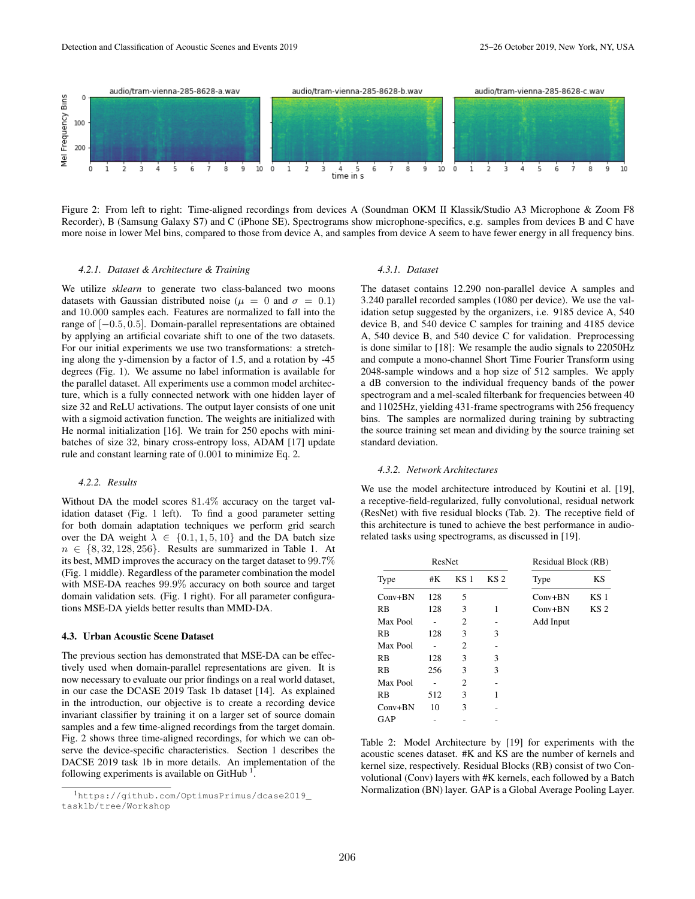Figure 2: From left to right: Time-aligned recordings from devices A (Soundman OKM II Klassik/Studio A3 Microphone & Zoom F8 Recorder), B (Samsung Galaxy S7) and C (iPhone SE). Spectrograms show microphone-specifics, e.g. samples from devices B and C have more noise in lower Mel bins, compared to those from device A, and samples from device A seem to have fewer energy in all frequency bins.

#### 4.2.1. Dataset & Architecture & Training

We utilize *sklearn* to generate two class-balanced two moons datasets with Gaussian distributed noise ($\mu = 0$ and $\sigma = 0.1$) and 10.000 samples each. Features are normalized to fall into the range of $[-0.5, 0.5]$. Domain-parallel representations are obtained by applying an artificial covariate shift to one of the two datasets. For our initial experiments we use two transformations: a stretching along the y-dimension by a factor of 1.5, and a rotation by -45 degrees (Fig. 1). We assume no label information is available for the parallel dataset. All experiments use a common model architecture, which is a fully connected network with one hidden layer of size 32 and ReLU activations. The output layer consists of one unit with a sigmoid activation function. The weights are initialized with He normal initialization [16]. We train for 250 epochs with mini-batches of size 32, binary cross-entropy loss, ADAM [17] update rule and constant learning rate of 0.001 to minimize Eq. 2.

#### 4.2.2. Results

Without DA the model scores 81.4% accuracy on the target validation dataset (Fig. 1 left). To find a good parameter setting for both domain adaptation techniques we perform grid search over the DA weight $\lambda \in \{0.1, 1, 5, 10\}$ and the DA batch size $n \in \{8, 32, 128, 256\}$. Results are summarized in Table 1. At its best, MMD improves the accuracy on the target dataset to 99.7% (Fig. 1 middle). Regardless of the parameter combination the model with MSE-DA reaches 99.9% accuracy on both source and target domain validation sets. (Fig. 1 right). For all parameter configurations MSE-DA yields better results than MMD-DA.

### 4.3. Urban Acoustic Scene Dataset

The previous section has demonstrated that MSE-DA can be effectively used when domain-parallel representations are given. It is now necessary to evaluate our prior findings on a real world dataset, in our case the DCASE 2019 Task 1b dataset [14]. As explained in the introduction, our objective is to create a recording device invariant classifier by training it on a larger set of source domain samples and a few time-aligned recordings from the target domain. Fig. 2 shows three time-aligned recordings, for which we can observe the device-specific characteristics. Section 1 describes the DACSE 2019 task 1b in more details. An implementation of the following experiments is available on GitHub [1].

[1] https://github.com/OptimusPrimus/dcase2019_task1b/tree/Workshop

#### 4.3.1. Dataset

The dataset contains 12.290 non-parallel device A samples and 3.240 parallel recorded samples (1080 per device). We use the validation setup suggested by the organizers, i.e. 9185 device A, 540 device B, and 540 device C samples for training and 4185 device A, 540 device B, and 540 device C for validation. Preprocessing is done similar to [18]: We resample the audio signals to 22050Hz and compute a mono-channel Short Time Fourier Transform using 2048-sample windows and a hop size of 512 samples. We apply a dB conversion to the individual frequency bands of the power spectrogram and a mel-scaled filterbank for frequencies between 40 and 11025Hz, yielding 431-frame spectrograms with 256 frequency bins. The samples are normalized during training by subtracting the source training set mean and dividing by the source training set standard deviation.

#### 4.3.2. Network Architectures

We use the model architecture introduced by Koutini et al. [19], a receptive-field-regularized, fully convolutional, residual network (ResNet) with five residual blocks (Tab. 2). The receptive field of this architecture is tuned to achieve the best performance in audio-related tasks using spectrograms, as discussed in [19].

| ResNet | | | |
|---|---|---|---|
| Type | #K | KS 1 | KS 2 |
| Conv+BN | 128 | 5 | |
| RB | 128 | 3 | 1 |
| Max Pool | - | 2 | - |
| RB | 128 | 3 | 3 |
| Max Pool | - | 2 | - |
| RB | 128 | 3 | 3 |
| RB | 256 | 3 | 3 |
| Max Pool | - | 2 | - |
| RB | 512 | 3 | 1 |
| Conv+BN | 10 | 3 | - |
| GAP | - | - | - |

| Residual Block (RB) | |
|---|---|
| Type | KS |
| Conv+BN | KS 1 |
| Conv+BN | KS 2 |
| Add Input | |

Table 2: Model Architecture by [19] for experiments with the acoustic scenes dataset. #K and KS are the number of kernels and kernel size, respectively. Residual Blocks (RB) consist of two Convolutional (Conv) layers with #K kernels, each followed by a Batch Normalization (BN) layer. GAP is a Global Average Pooling Layer.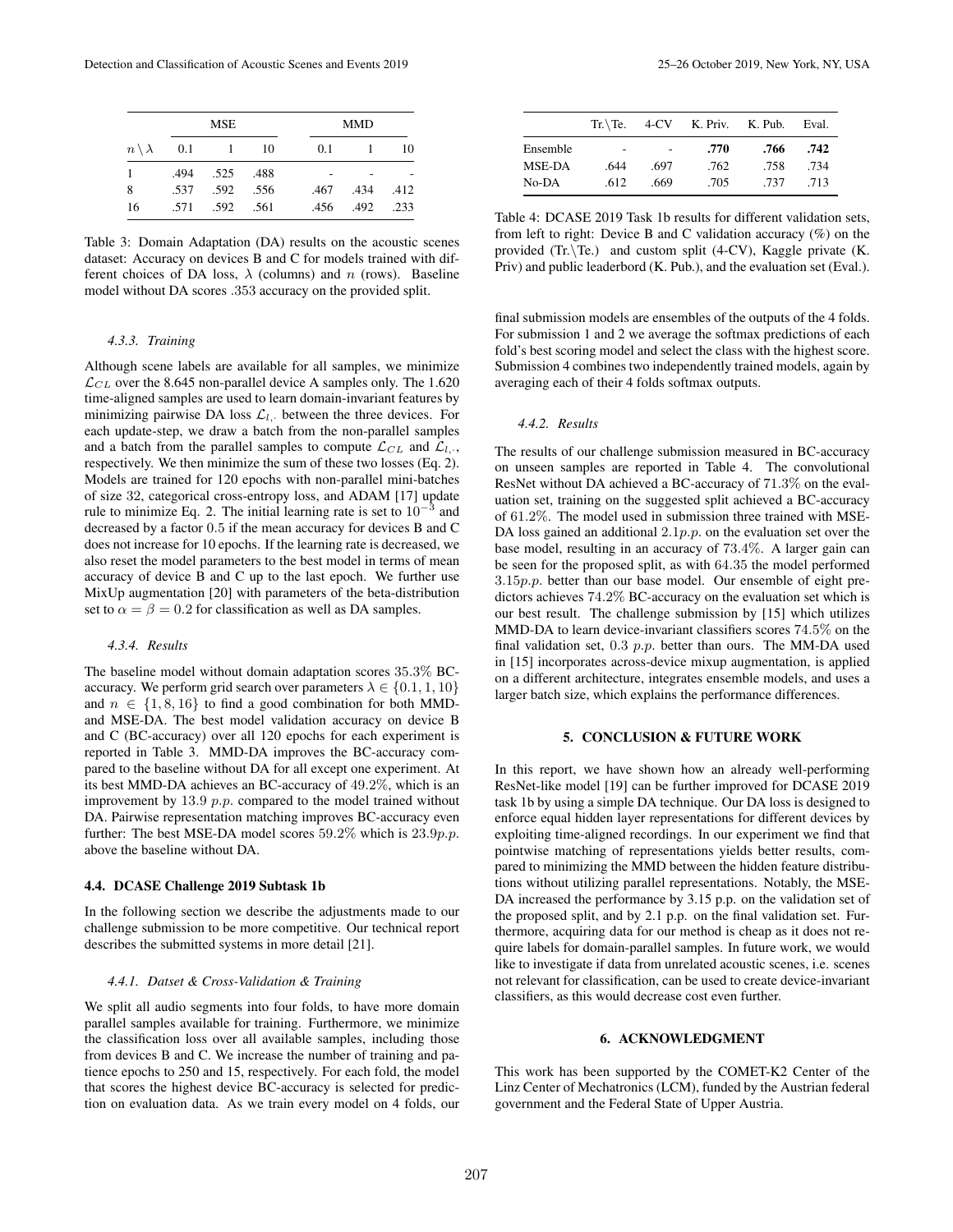| | MSE | | | MMD | | |
|---|---|---|---|---|---|---|
| $n \setminus \lambda$ | 0.1 | 1 | 10 | 0.1 | 1 | 10 |
| 1 | .494 | .525 | .488 | - | - | - |
| 8 | .537 | .592 | .556 | .467 | .434 | .412 |
| 16 | .571 | .592 | .561 | .456 | .492 | .233 |

Table 3: Domain Adaptation (DA) results on the acoustic scenes dataset: Accuracy on devices B and C for models trained with different choices of DA loss, $\lambda$ (columns) and $n$ (rows). Baseline model without DA scores .353 accuracy on the provided split.

#### 4.3.3. Training

Although scene labels are available for all samples, we minimize $\mathcal{L}_{CL}$ over the 8.645 non-parallel device A samples only. The 1.620 time-aligned samples are used to learn domain-invariant features by minimizing pairwise DA loss $\mathcal{L}_{l,\cdot}$ between the three devices. For each update-step, we draw a batch from the non-parallel samples and a batch from the parallel samples to compute $\mathcal{L}_{CL}$ and $\mathcal{L}_{l,\cdot}$, respectively. We then minimize the sum of these two losses (Eq. 2). Models are trained for 120 epochs with non-parallel mini-batches of size 32, categorical cross-entropy loss, and ADAM [17] update rule to minimize Eq. 2. The initial learning rate is set to $10^{-3}$ and decreased by a factor 0.5 if the mean accuracy for devices B and C does not increase for 10 epochs. If the learning rate is decreased, we also reset the model parameters to the best model in terms of mean accuracy of device B and C up to the last epoch. We further use MixUp augmentation [20] with parameters of the beta-distribution set to $\alpha = \beta = 0.2$ for classification as well as DA samples.

#### 4.3.4. Results

The baseline model without domain adaptation scores 35.3% BC-accuracy. We perform grid search over parameters $\lambda \in \{0.1, 1, 10\}$ and $n \in \{1, 8, 16\}$ to find a good combination for both MMD- and MSE-DA. The best model validation accuracy on device B and C (BC-accuracy) over all 120 epochs for each experiment is reported in Table 3. MMD-DA improves the BC-accuracy compared to the baseline without DA for all except one experiment. At its best MMD-DA achieves an BC-accuracy of 49.2%, which is an improvement by 13.9 $p.p.$ compared to the model trained without DA. Pairwise representation matching improves BC-accuracy even further: The best MSE-DA model scores 59.2% which is 23.9$p.p.$ above the baseline without DA.

### 4.4. DCASE Challenge 2019 Subtask 1b

In the following section we describe the adjustments made to our challenge submission to be more competitive. Our technical report describes the submitted systems in more detail [21].

#### 4.4.1. Datset & Cross-Validation & Training

We split all audio segments into four folds, to have more domain parallel samples available for training. Furthermore, we minimize the classification loss over all available samples, including those from devices B and C. We increase the number of training and patience epochs to 250 and 15, respectively. For each fold, the model that scores the highest device BC-accuracy is selected for prediction on evaluation data. As we train every model on 4 folds, our final submission models are ensembles of the outputs of the 4 folds. For submission 1 and 2 we average the softmax predictions of each fold's best scoring model and select the class with the highest score. Submission 4 combines two independently trained models, again by averaging each of their 4 folds softmax outputs.

| | Tr.\Te. | 4-CV | K. Priv. | K. Pub. | Eval. |
|---|---|---|---|---|---|
| Ensemble | - | - | **.770** | **.766** | **.742** |
| MSE-DA | .644 | .697 | .762 | .758 | .734 |
| No-DA | .612 | .669 | .705 | .737 | .713 |

Table 4: DCASE 2019 Task 1b results for different validation sets, from left to right: Device B and C validation accuracy (%) on the provided (Tr.\Te.) and custom split (4-CV), Kaggle private (K. Priv) and public leaderbord (K. Pub.), and the evaluation set (Eval.).

#### 4.4.2. Results

The results of our challenge submission measured in BC-accuracy on unseen samples are reported in Table 4. The convolutional ResNet without DA achieved a BC-accuracy of 71.3% on the evaluation set, training on the suggested split achieved a BC-accuracy of 61.2%. The model used in submission three trained with MSE-DA loss gained an additional 2.1$p.p.$ on the evaluation set over the base model, resulting in an accuracy of 73.4%. A larger gain can be seen for the proposed split, as with 64.35 the model performed 3.15$p.p.$ better than our base model. Our ensemble of eight predictors achieves 74.2% BC-accuracy on the evaluation set which is our best result. The challenge submission by [15] which utilizes MMD-DA to learn device-invariant classifiers scores 74.5% on the final validation set, 0.3 $p.p.$ better than ours. The MM-DA used in [15] incorporates across-device mixup augmentation, is applied on a different architecture, integrates ensemble models, and uses a larger batch size, which explains the performance differences.

## 5. CONCLUSION & FUTURE WORK

In this report, we have shown how an already well-performing ResNet-like model [19] can be further improved for DCASE 2019 task 1b by using a simple DA technique. Our DA loss is designed to enforce equal hidden layer representations for different devices by exploiting time-aligned recordings. In our experiment we find that pointwise matching of representations yields better results, compared to minimizing the MMD between the hidden feature distributions without utilizing parallel representations. Notably, the MSE-DA increased the performance by 3.15 p.p. on the validation set of the proposed split, and by 2.1 p.p. on the final validation set. Furthermore, acquiring data for our method is cheap as it does not require labels for domain-parallel samples. In future work, we would like to investigate if data from unrelated acoustic scenes, i.e. scenes not relevant for classification, can be used to create device-invariant classifiers, as this would decrease cost even further.

## 6. ACKNOWLEDGMENT

This work has been supported by the COMET-K2 Center of the Linz Center of Mechatronics (LCM), funded by the Austrian federal government and the Federal State of Upper Austria.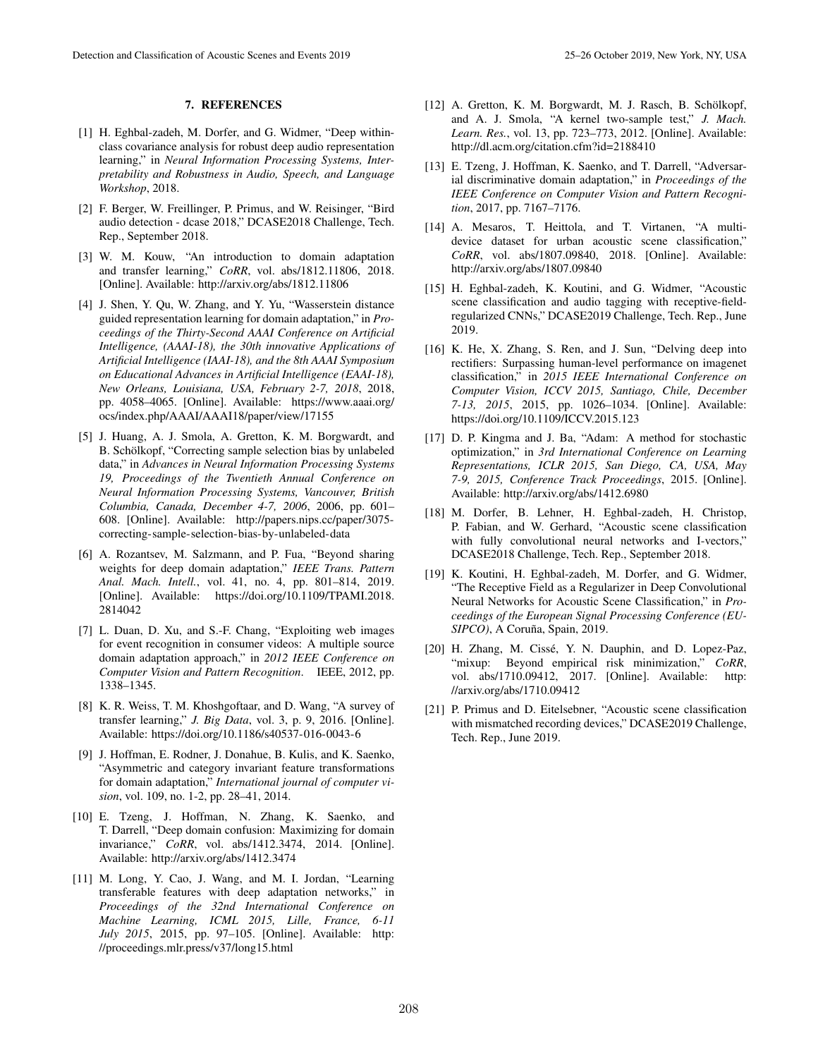## 7. REFERENCES

[1] H. Eghbal-zadeh, M. Dorfer, and G. Widmer, "Deep within-class covariance analysis for robust deep audio representation learning," in *Neural Information Processing Systems, Interpretability and Robustness in Audio, Speech, and Language Workshop*, 2018.

[2] F. Berger, W. Freillinger, P. Primus, and W. Reisinger, "Bird audio detection - dcase 2018," DCASE2018 Challenge, Tech. Rep., September 2018.

[3] W. M. Kouw, "An introduction to domain adaptation and transfer learning," *CoRR*, vol. abs/1812.11806, 2018. [Online]. Available: http://arxiv.org/abs/1812.11806

[4] J. Shen, Y. Qu, W. Zhang, and Y. Yu, "Wasserstein distance guided representation learning for domain adaptation," in *Proceedings of the Thirty-Second AAAI Conference on Artificial Intelligence, (AAAI-18), the 30th innovative Applications of Artificial Intelligence (IAAI-18), and the 8th AAAI Symposium on Educational Advances in Artificial Intelligence (EAAI-18), New Orleans, Louisiana, USA, February 2-7, 2018*, 2018, pp. 4058–4065. [Online]. Available: https://www.aaai.org/ocs/index.php/AAAI/AAAI18/paper/view/17155

[5] J. Huang, A. J. Smola, A. Gretton, K. M. Borgwardt, and B. Schölkopf, "Correcting sample selection bias by unlabeled data," in *Advances in Neural Information Processing Systems 19, Proceedings of the Twentieth Annual Conference on Neural Information Processing Systems, Vancouver, British Columbia, Canada, December 4-7, 2006*, 2006, pp. 601–608. [Online]. Available: http://papers.nips.cc/paper/3075-correcting-sample-selection-bias-by-unlabeled-data

[6] A. Rozantsev, M. Salzmann, and P. Fua, "Beyond sharing weights for deep domain adaptation," *IEEE Trans. Pattern Anal. Mach. Intell.*, vol. 41, no. 4, pp. 801–814, 2019. [Online]. Available: https://doi.org/10.1109/TPAMI.2018.2814042

[7] L. Duan, D. Xu, and S.-F. Chang, "Exploiting web images for event recognition in consumer videos: A multiple source domain adaptation approach," in *2012 IEEE Conference on Computer Vision and Pattern Recognition*. IEEE, 2012, pp. 1338–1345.

[8] K. R. Weiss, T. M. Khoshgoftaar, and D. Wang, "A survey of transfer learning," *J. Big Data*, vol. 3, p. 9, 2016. [Online]. Available: https://doi.org/10.1186/s40537-016-0043-6

[9] J. Hoffman, E. Rodner, J. Donahue, B. Kulis, and K. Saenko, "Asymmetric and category invariant feature transformations for domain adaptation," *International journal of computer vision*, vol. 109, no. 1-2, pp. 28–41, 2014.

[10] E. Tzeng, J. Hoffman, N. Zhang, K. Saenko, and T. Darrell, "Deep domain confusion: Maximizing for domain invariance," *CoRR*, vol. abs/1412.3474, 2014. [Online]. Available: http://arxiv.org/abs/1412.3474

[11] M. Long, Y. Cao, J. Wang, and M. I. Jordan, "Learning transferable features with deep adaptation networks," in *Proceedings of the 32nd International Conference on Machine Learning, ICML 2015, Lille, France, 6-11 July 2015*, 2015, pp. 97–105. [Online]. Available: http://proceedings.mlr.press/v37/long15.html

[12] A. Gretton, K. M. Borgwardt, M. J. Rasch, B. Schölkopf, and A. J. Smola, "A kernel two-sample test," *J. Mach. Learn. Res.*, vol. 13, pp. 723–773, 2012. [Online]. Available: http://dl.acm.org/citation.cfm?id=2188410

[13] E. Tzeng, J. Hoffman, K. Saenko, and T. Darrell, "Adversarial discriminative domain adaptation," in *Proceedings of the IEEE Conference on Computer Vision and Pattern Recognition*, 2017, pp. 7167–7176.

[14] A. Mesaros, T. Heittola, and T. Virtanen, "A multi-device dataset for urban acoustic scene classification," *CoRR*, vol. abs/1807.09840, 2018. [Online]. Available: http://arxiv.org/abs/1807.09840

[15] H. Eghbal-zadeh, K. Koutini, and G. Widmer, "Acoustic scene classification and audio tagging with receptive-field-regularized CNNs," DCASE2019 Challenge, Tech. Rep., June 2019.

[16] K. He, X. Zhang, S. Ren, and J. Sun, "Delving deep into rectifiers: Surpassing human-level performance on imagenet classification," in *2015 IEEE International Conference on Computer Vision, ICCV 2015, Santiago, Chile, December 7-13, 2015*, 2015, pp. 1026–1034. [Online]. Available: https://doi.org/10.1109/ICCV.2015.123

[17] D. P. Kingma and J. Ba, "Adam: A method for stochastic optimization," in *3rd International Conference on Learning Representations, ICLR 2015, San Diego, CA, USA, May 7-9, 2015, Conference Track Proceedings*, 2015. [Online]. Available: http://arxiv.org/abs/1412.6980

[18] M. Dorfer, B. Lehner, H. Eghbal-zadeh, H. Christop, P. Fabian, and W. Gerhard, "Acoustic scene classification with fully convolutional neural networks and I-vectors," DCASE2018 Challenge, Tech. Rep., September 2018.

[19] K. Koutini, H. Eghbal-zadeh, M. Dorfer, and G. Widmer, "The Receptive Field as a Regularizer in Deep Convolutional Neural Networks for Acoustic Scene Classification," in *Proceedings of the European Signal Processing Conference (EUSIPCO)*, A Coruña, Spain, 2019.

[20] H. Zhang, M. Cissé, Y. N. Dauphin, and D. Lopez-Paz, "mixup: Beyond empirical risk minimization," *CoRR*, vol. abs/1710.09412, 2017. [Online]. Available: http://arxiv.org/abs/1710.09412

[21] P. Primus and D. Eitelsebner, "Acoustic scene classification with mismatched recording devices," DCASE2019 Challenge, Tech. Rep., June 2019.